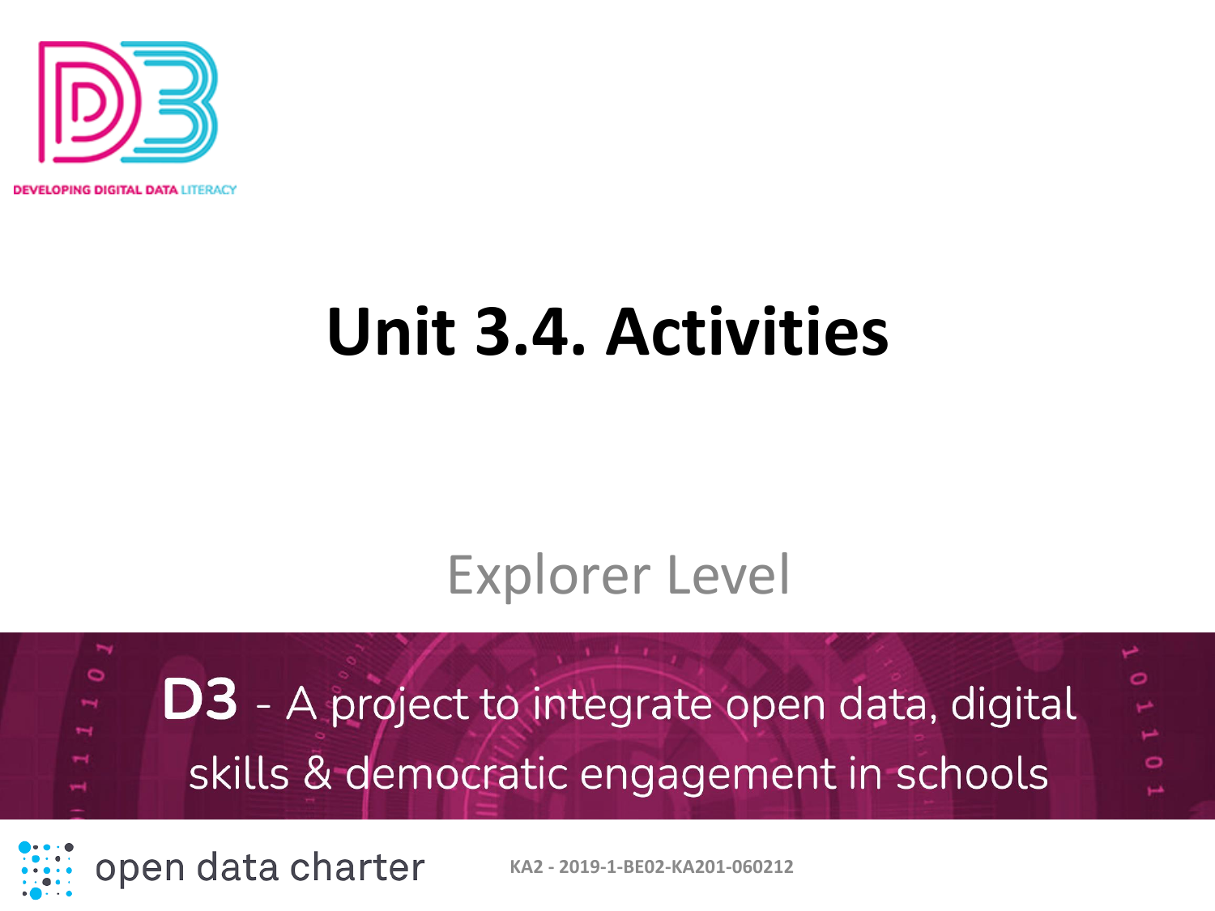DEVELOPING DIGITAL DATA LITERACY

# Unit 3.4. Activities

Explorer Level

**D3** - A project to integrate open data, digital skills & democratic engagement in schools

open data charter

KA2 - 2019-1-BE02-KA201-060212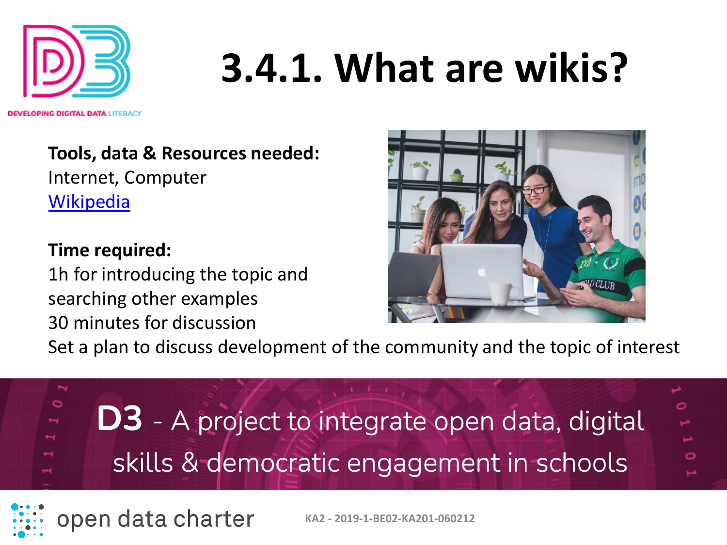# 3.4.1. What are wikis?

**Tools, data & Resources needed:**
Internet, Computer
[Wikipedia](https://www.wikipedia.org)

**Time required:**
1h for introducing the topic and searching other examples
30 minutes for discussion
Set a plan to discuss development of the community and the topic of interest

**D3** - A project to integrate open data, digital skills & democratic engagement in schools

open data charter

KA2 - 2019-1-BE02-KA201-060212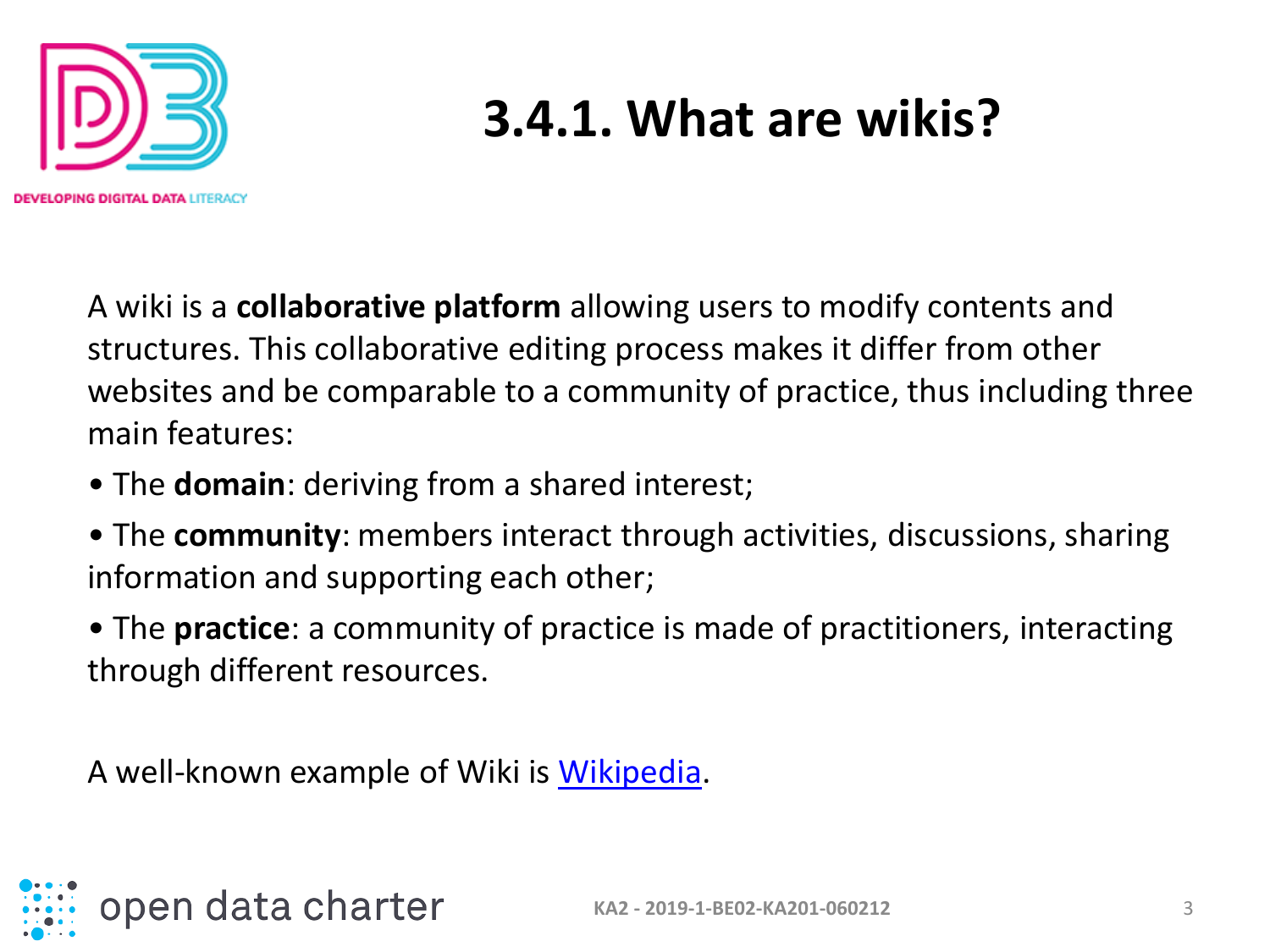# 3.4.1. What are wikis?

A wiki is a **collaborative platform** allowing users to modify contents and structures. This collaborative editing process makes it differ from other websites and be comparable to a community of practice, thus including three main features:

- The **domain**: deriving from a shared interest;
- The **community**: members interact through activities, discussions, sharing information and supporting each other;
- The **practice**: a community of practice is made of practitioners, interacting through different resources.

A well-known example of Wiki is Wikipedia.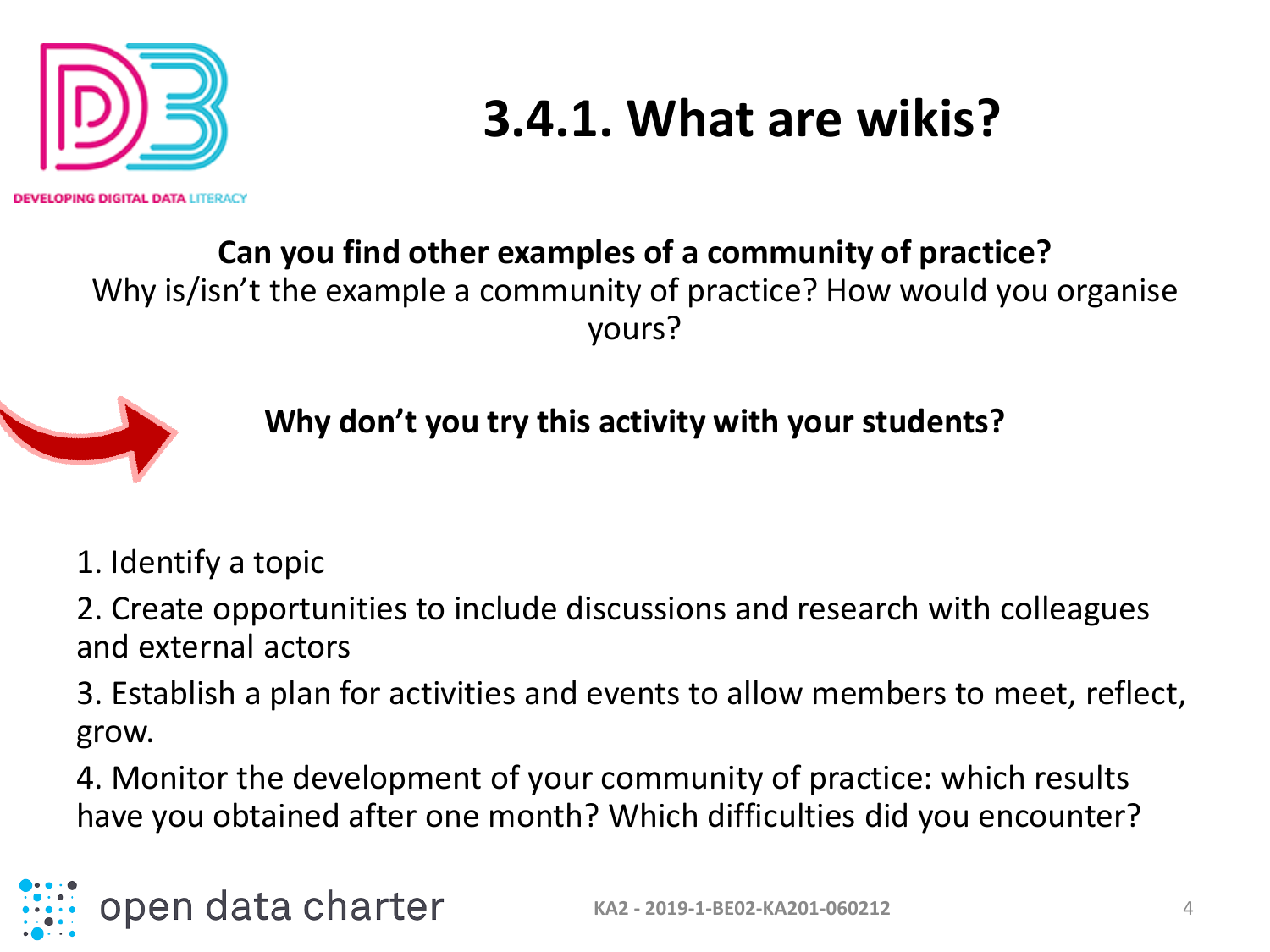# 3.4.1. What are wikis?

**Can you find other examples of a community of practice?**
Why is/isn't the example a community of practice? How would you organise yours?

**Why don't you try this activity with your students?**

1. Identify a topic
2. Create opportunities to include discussions and research with colleagues and external actors
3. Establish a plan for activities and events to allow members to meet, reflect, grow.
4. Monitor the development of your community of practice: which results have you obtained after one month? Which difficulties did you encounter?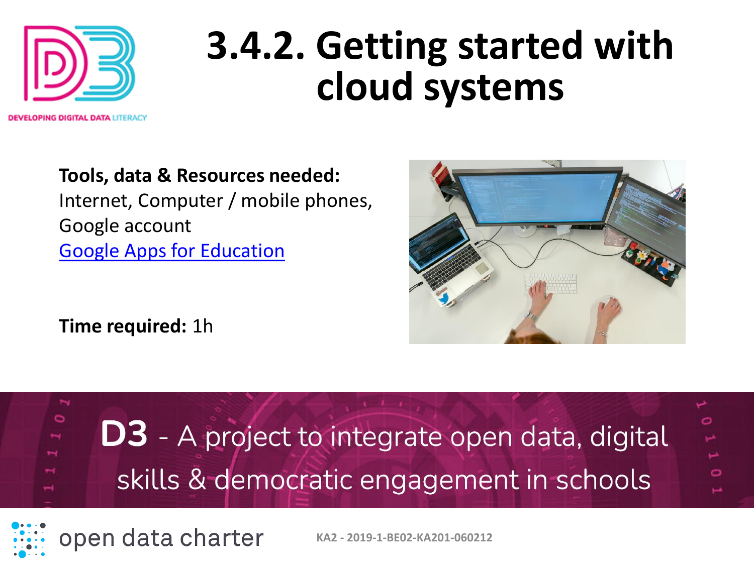# 3.4.2. Getting started with cloud systems

**Tools, data & Resources needed:**
Internet, Computer / mobile phones, Google account
Google Apps for Education

**Time required:** 1h

**D3** - A project to integrate open data, digital skills & democratic engagement in schools

open data charter

KA2 - 2019-1-BE02-KA201-060212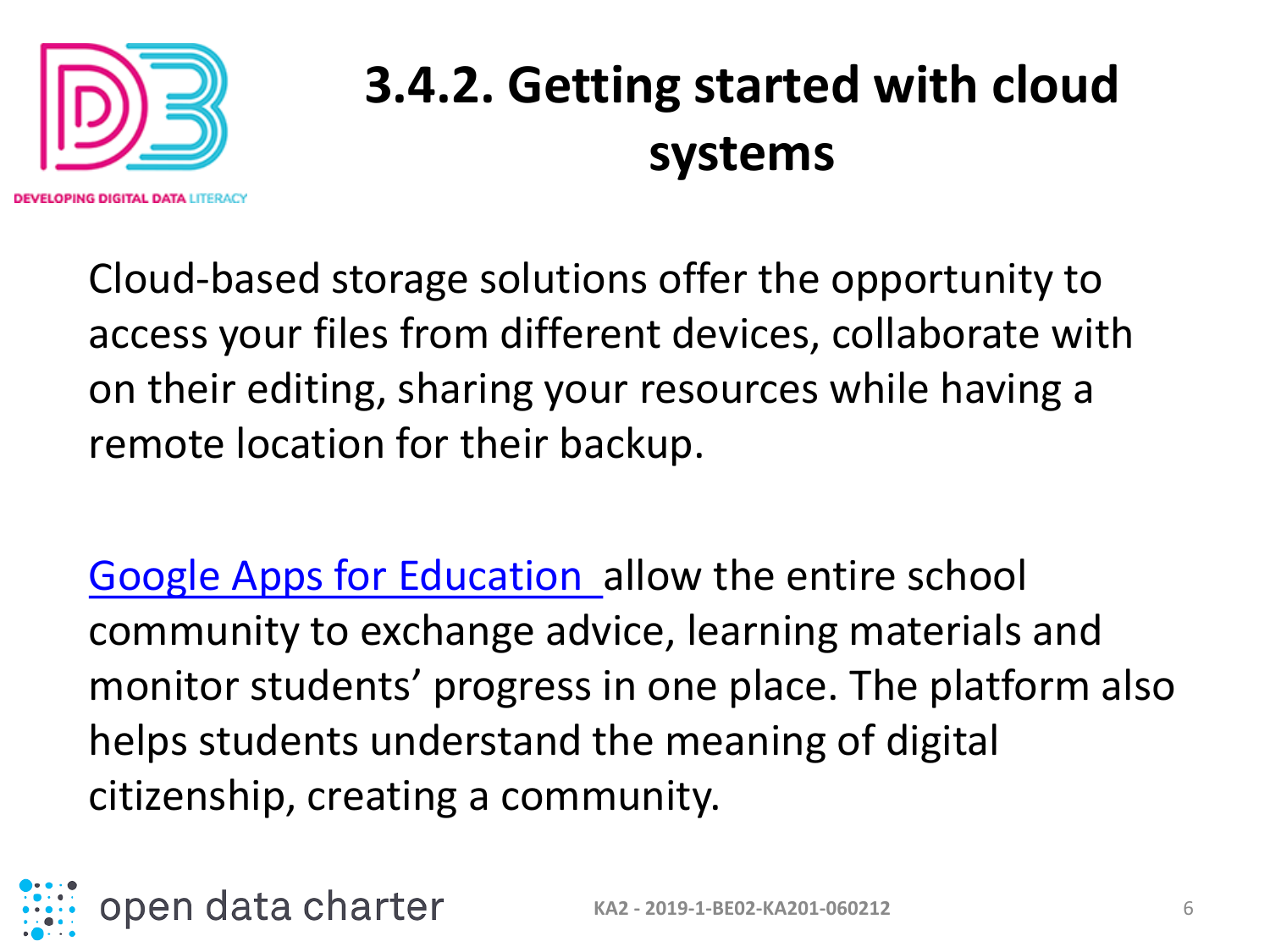# 3.4.2. Getting started with cloud systems

Cloud-based storage solutions offer the opportunity to access your files from different devices, collaborate with on their editing, sharing your resources while having a remote location for their backup.

Google Apps for Education allow the entire school community to exchange advice, learning materials and monitor students' progress in one place. The platform also helps students understand the meaning of digital citizenship, creating a community.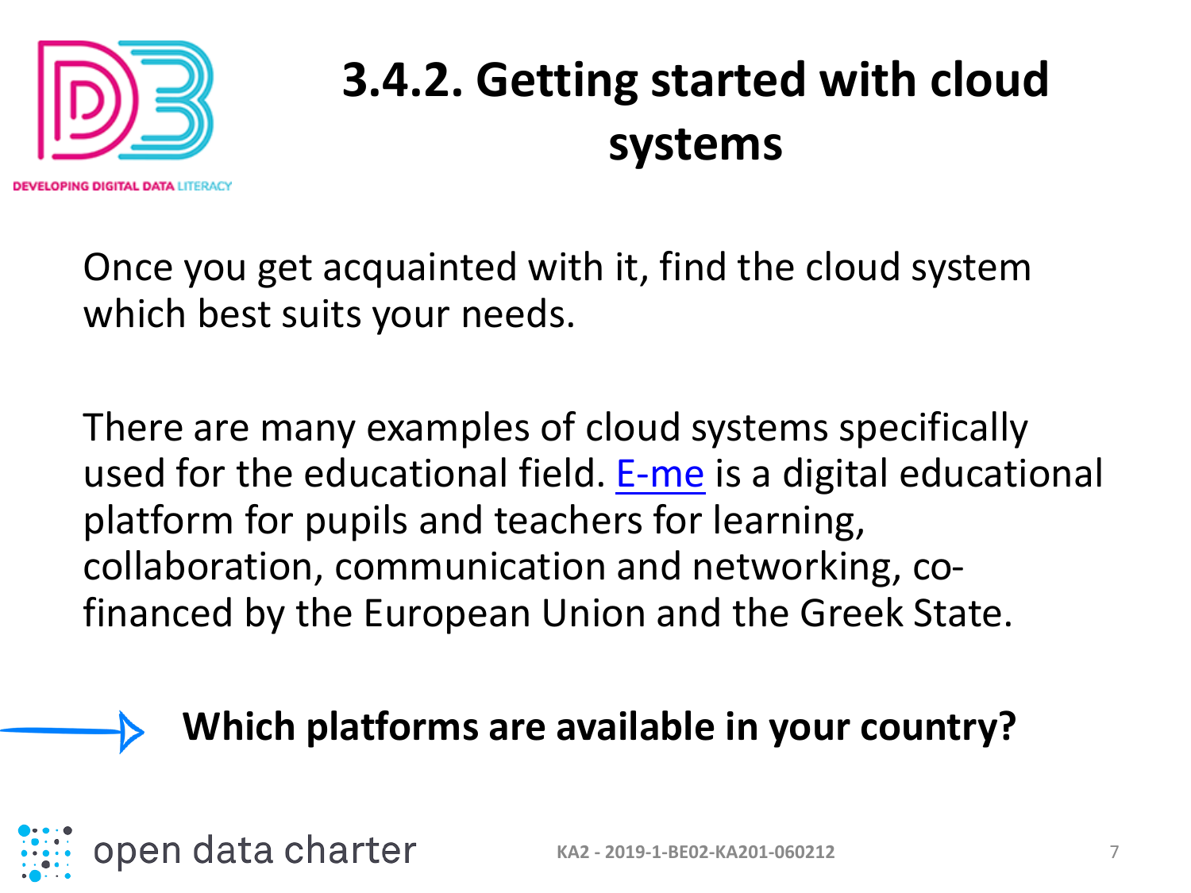# 3.4.2. Getting started with cloud systems

Once you get acquainted with it, find the cloud system which best suits your needs.

There are many examples of cloud systems specifically used for the educational field. E-me is a digital educational platform for pupils and teachers for learning, collaboration, communication and networking, co-financed by the European Union and the Greek State.

**Which platforms are available in your country?**

KA2 - 2019-1-BE02-KA201-060212